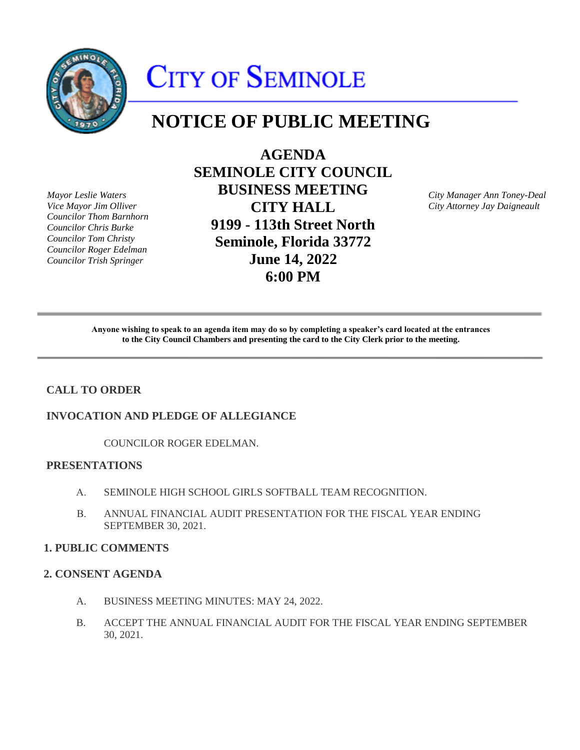# CITY OF SEMINOLE

## NOTICE OF PUBLIC MEETING

*Mayor Leslie Waters*
*Vice Mayor Jim Olliver*
*Councilor Thom Barnhorn*
*Councilor Chris Burke*
*Councilor Tom Christy*
*Councilor Roger Edelman*
*Councilor Trish Springer*

**AGENDA**
**SEMINOLE CITY COUNCIL**
**BUSINESS MEETING**
**CITY HALL**
**9199 - 113th Street North**
**Seminole, Florida 33772**
**June 14, 2022**
**6:00 PM**

*City Manager Ann Toney-Deal*
*City Attorney Jay Daigneault*

---

**Anyone wishing to speak to an agenda item may do so by completing a speaker's card located at the entrances to the City Council Chambers and presenting the card to the City Clerk prior to the meeting.**

---

### CALL TO ORDER

### INVOCATION AND PLEDGE OF ALLEGIANCE

COUNCILOR ROGER EDELMAN.

### PRESENTATIONS

A. SEMINOLE HIGH SCHOOL GIRLS SOFTBALL TEAM RECOGNITION.

B. ANNUAL FINANCIAL AUDIT PRESENTATION FOR THE FISCAL YEAR ENDING SEPTEMBER 30, 2021.

### 1. PUBLIC COMMENTS

### 2. CONSENT AGENDA

A. BUSINESS MEETING MINUTES: MAY 24, 2022.

B. ACCEPT THE ANNUAL FINANCIAL AUDIT FOR THE FISCAL YEAR ENDING SEPTEMBER 30, 2021.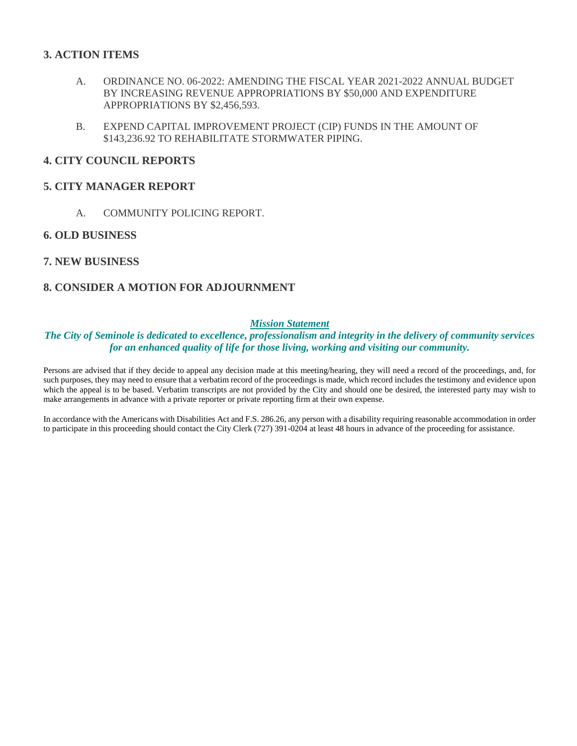## 3. ACTION ITEMS

A. ORDINANCE NO. 06-2022: AMENDING THE FISCAL YEAR 2021-2022 ANNUAL BUDGET BY INCREASING REVENUE APPROPRIATIONS BY $50,000 AND EXPENDITURE APPROPRIATIONS BY $2,456,593.

B. EXPEND CAPITAL IMPROVEMENT PROJECT (CIP) FUNDS IN THE AMOUNT OF $143,236.92 TO REHABILITATE STORMWATER PIPING.

## 4. CITY COUNCIL REPORTS

## 5. CITY MANAGER REPORT

A. COMMUNITY POLICING REPORT.

## 6. OLD BUSINESS

## 7. NEW BUSINESS

## 8. CONSIDER A MOTION FOR ADJOURNMENT

***Mission Statement***

***The City of Seminole is dedicated to excellence, professionalism and integrity in the delivery of community services for an enhanced quality of life for those living, working and visiting our community.***

Persons are advised that if they decide to appeal any decision made at this meeting/hearing, they will need a record of the proceedings, and, for such purposes, they may need to ensure that a verbatim record of the proceedings is made, which record includes the testimony and evidence upon which the appeal is to be based. Verbatim transcripts are not provided by the City and should one be desired, the interested party may wish to make arrangements in advance with a private reporter or private reporting firm at their own expense.

In accordance with the Americans with Disabilities Act and F.S. 286.26, any person with a disability requiring reasonable accommodation in order to participate in this proceeding should contact the City Clerk (727) 391-0204 at least 48 hours in advance of the proceeding for assistance.